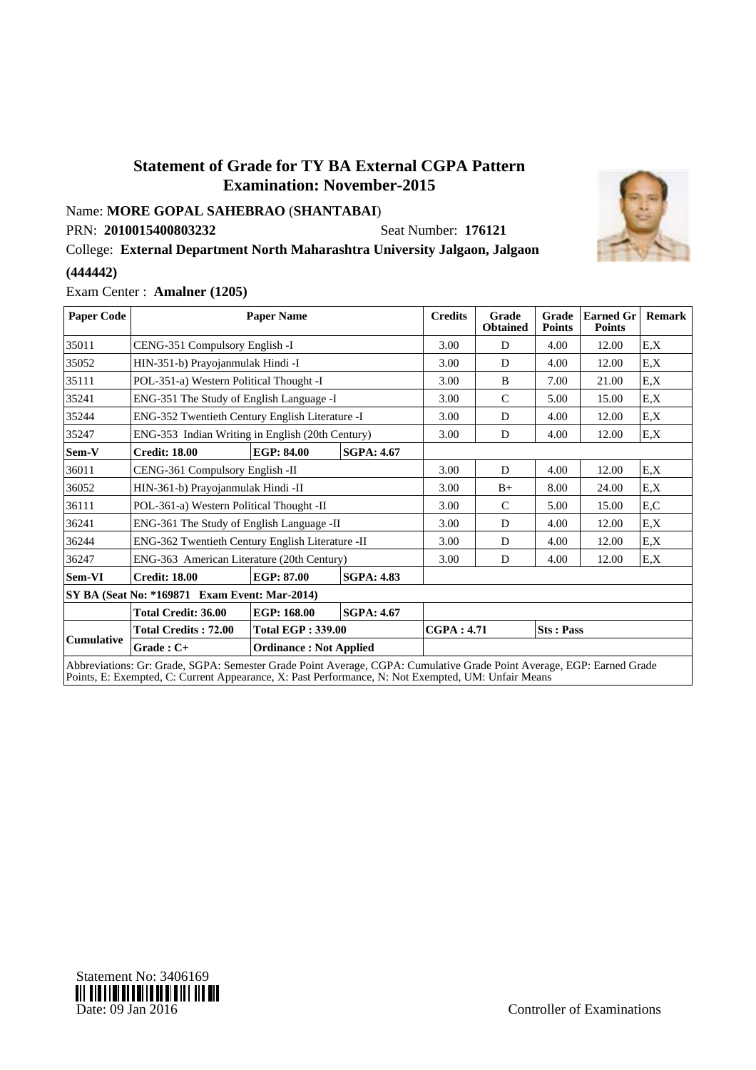# Statement of Grade for TY BA External CGPA Pattern
## Examination: November-2015

Name: **MORE GOPAL SAHEBRAO** (**SHANTABAI**)

PRN: **2010015400803232** Seat Number: **176121**

College: **External Department North Maharashtra University Jalgaon, Jalgaon (444442)**

Exam Center : **Amalner (1205)**

| Paper Code | Paper Name | | | Credits | Grade Obtained | Grade Points | Earned Gr Points | Remark |
|---|---|---|---|---|---|---|---|---|
| 35011 | CENG-351 Compulsory English -I | | | 3.00 | D | 4.00 | 12.00 | E,X |
| 35052 | HIN-351-b) Prayojanmulak Hindi -I | | | 3.00 | D | 4.00 | 12.00 | E,X |
| 35111 | POL-351-a) Western Political Thought -I | | | 3.00 | B | 7.00 | 21.00 | E,X |
| 35241 | ENG-351 The Study of English Language -I | | | 3.00 | C | 5.00 | 15.00 | E,X |
| 35244 | ENG-352 Twentieth Century English Literature -I | | | 3.00 | D | 4.00 | 12.00 | E,X |
| 35247 | ENG-353 Indian Writing in English (20th Century) | | | 3.00 | D | 4.00 | 12.00 | E,X |
| **Sem-V** | **Credit: 18.00** | **EGP: 84.00** | **SGPA: 4.67** | | | | | |
| 36011 | CENG-361 Compulsory English -II | | | 3.00 | D | 4.00 | 12.00 | E,X |
| 36052 | HIN-361-b) Prayojanmulak Hindi -II | | | 3.00 | B+ | 8.00 | 24.00 | E,X |
| 36111 | POL-361-a) Western Political Thought -II | | | 3.00 | C | 5.00 | 15.00 | E,C |
| 36241 | ENG-361 The Study of English Language -II | | | 3.00 | D | 4.00 | 12.00 | E,X |
| 36244 | ENG-362 Twentieth Century English Literature -II | | | 3.00 | D | 4.00 | 12.00 | E,X |
| 36247 | ENG-363 American Literature (20th Century) | | | 3.00 | D | 4.00 | 12.00 | E,X |
| **Sem-VI** | **Credit: 18.00** | **EGP: 87.00** | **SGPA: 4.83** | | | | | |
| **SY BA (Seat No: *169871 Exam Event: Mar-2014)** | | | | | | | | |
| | **Total Credit: 36.00** | **EGP: 168.00** | **SGPA: 4.67** | | | | | |
| **Cumulative** | **Total Credits : 72.00** | **Total EGP : 339.00** | | **CGPA : 4.71** | | **Sts : Pass** | | |
| | **Grade : C+** | **Ordinance : Not Applied** | | | | | | |

Abbreviations: Gr: Grade, SGPA: Semester Grade Point Average, CGPA: Cumulative Grade Point Average, EGP: Earned Grade Points, E: Exempted, C: Current Appearance, X: Past Performance, N: Not Exempted, UM: Unfair Means

Statement No: 3406169

Date: 09 Jan 2016

Controller of Examinations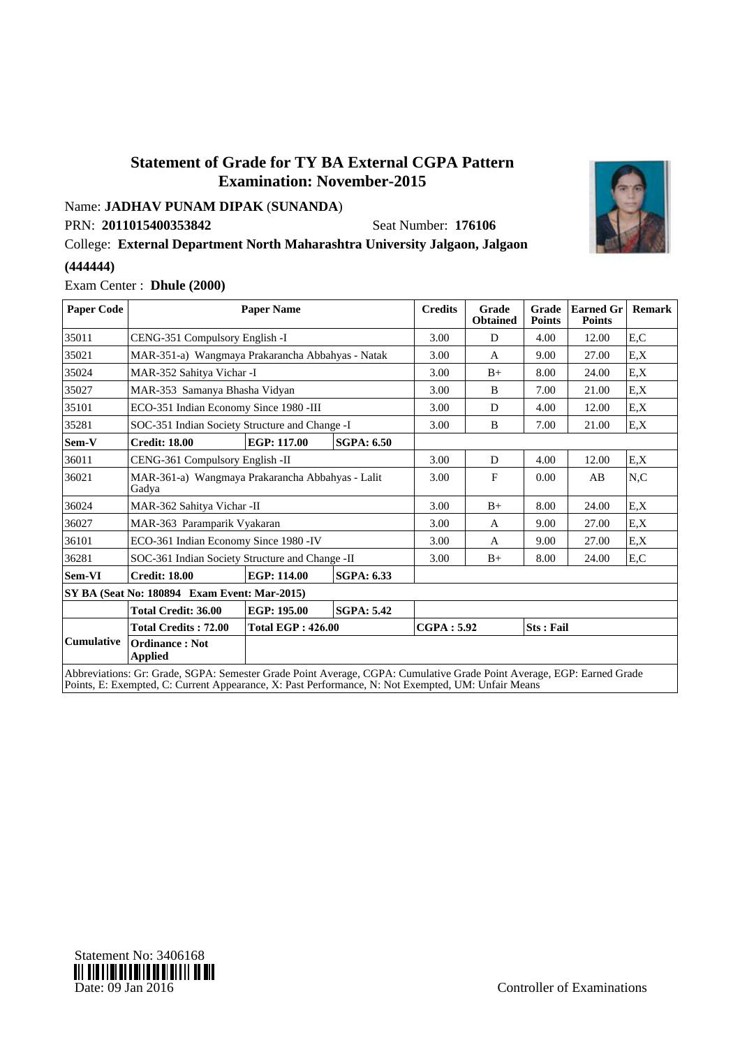## Statement of Grade for TY BA External CGPA Pattern
## Examination: November-2015

Name: **JADHAV PUNAM DIPAK** (**SUNANDA**)

PRN: **2011015400353842** Seat Number: **176106**

College: **External Department North Maharashtra University Jalgaon, Jalgaon (444444)**

Exam Center : **Dhule (2000)**

| Paper Code | Paper Name | | | Credits | Grade Obtained | Grade Points | Earned Gr Points | Remark |
|---|---|---|---|---|---|---|---|---|
| 35011 | CENG-351 Compulsory English -I | | | 3.00 | D | 4.00 | 12.00 | E,C |
| 35021 | MAR-351-a) Wangmaya Prakarancha Abbahyas - Natak | | | 3.00 | A | 9.00 | 27.00 | E,X |
| 35024 | MAR-352 Sahitya Vichar -I | | | 3.00 | B+ | 8.00 | 24.00 | E,X |
| 35027 | MAR-353 Samanya Bhasha Vidyan | | | 3.00 | B | 7.00 | 21.00 | E,X |
| 35101 | ECO-351 Indian Economy Since 1980 -III | | | 3.00 | D | 4.00 | 12.00 | E,X |
| 35281 | SOC-351 Indian Society Structure and Change -I | | | 3.00 | B | 7.00 | 21.00 | E,X |
| **Sem-V** | **Credit: 18.00** | **EGP: 117.00** | **SGPA: 6.50** | | | | | |
| 36011 | CENG-361 Compulsory English -II | | | 3.00 | D | 4.00 | 12.00 | E,X |
| 36021 | MAR-361-a) Wangmaya Prakarancha Abbahyas - Lalit Gadya | | | 3.00 | F | 0.00 | AB | N,C |
| 36024 | MAR-362 Sahitya Vichar -II | | | 3.00 | B+ | 8.00 | 24.00 | E,X |
| 36027 | MAR-363 Paramparik Vyakaran | | | 3.00 | A | 9.00 | 27.00 | E,X |
| 36101 | ECO-361 Indian Economy Since 1980 -IV | | | 3.00 | A | 9.00 | 27.00 | E,X |
| 36281 | SOC-361 Indian Society Structure and Change -II | | | 3.00 | B+ | 8.00 | 24.00 | E,C |
| **Sem-VI** | **Credit: 18.00** | **EGP: 114.00** | **SGPA: 6.33** | | | | | |
| **SY BA (Seat No: 180894 Exam Event: Mar-2015)** | | | | | | | | |
| | **Total Credit: 36.00** | **EGP: 195.00** | **SGPA: 5.42** | | | | | |
| **Cumulative** | **Total Credits : 72.00** | **Total EGP : 426.00** | | **CGPA : 5.92** | | **Sts : Fail** | | |
| | **Ordinance : Not Applied** | | | | | | | |

Abbreviations: Gr: Grade, SGPA: Semester Grade Point Average, CGPA: Cumulative Grade Point Average, EGP: Earned Grade Points, E: Exempted, C: Current Appearance, X: Past Performance, N: Not Exempted, UM: Unfair Means

Statement No: 3406168

Date: 09 Jan 2016

Controller of Examinations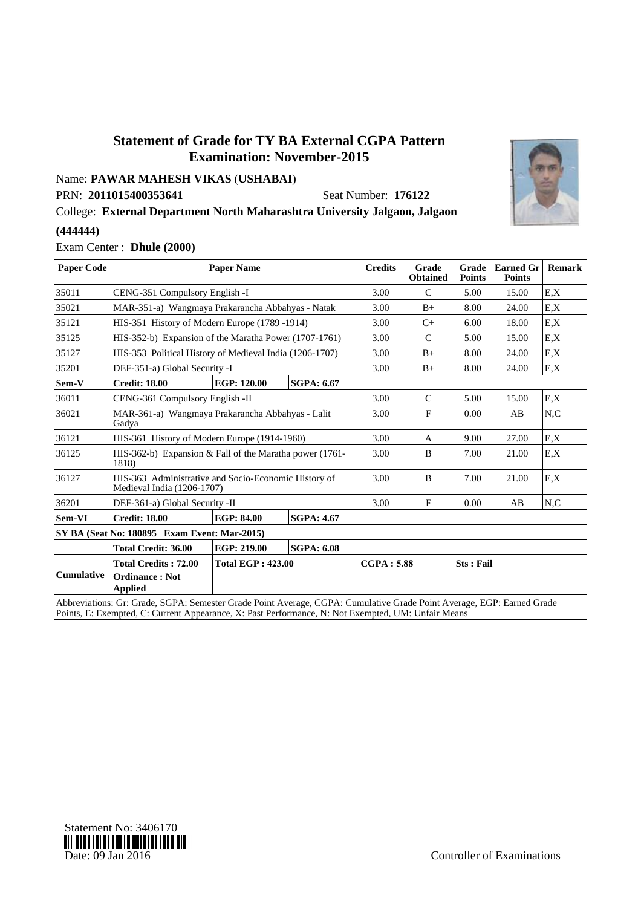## Statement of Grade for TY BA External CGPA Pattern
## Examination: November-2015

Name: **PAWAR MAHESH VIKAS** (**USHABAI**)

PRN: **2011015400353641** Seat Number: **176122**

College: **External Department North Maharashtra University Jalgaon, Jalgaon (444444)**

Exam Center : **Dhule (2000)**

| Paper Code | Paper Name | | | Credits | Grade Obtained | Grade Points | Earned Gr Points | Remark |
|---|---|---|---|---|---|---|---|---|
| 35011 | CENG-351 Compulsory English -I | | | 3.00 | C | 5.00 | 15.00 | E,X |
| 35021 | MAR-351-a) Wangmaya Prakarancha Abbahyas - Natak | | | 3.00 | B+ | 8.00 | 24.00 | E,X |
| 35121 | HIS-351 History of Modern Europe (1789 -1914) | | | 3.00 | C+ | 6.00 | 18.00 | E,X |
| 35125 | HIS-352-b) Expansion of the Maratha Power (1707-1761) | | | 3.00 | C | 5.00 | 15.00 | E,X |
| 35127 | HIS-353 Political History of Medieval India (1206-1707) | | | 3.00 | B+ | 8.00 | 24.00 | E,X |
| 35201 | DEF-351-a) Global Security -I | | | 3.00 | B+ | 8.00 | 24.00 | E,X |
| **Sem-V** | **Credit: 18.00** | **EGP: 120.00** | **SGPA: 6.67** | | | | | |
| 36011 | CENG-361 Compulsory English -II | | | 3.00 | C | 5.00 | 15.00 | E,X |
| 36021 | MAR-361-a) Wangmaya Prakarancha Abbahyas - Lalit Gadya | | | 3.00 | F | 0.00 | AB | N,C |
| 36121 | HIS-361 History of Modern Europe (1914-1960) | | | 3.00 | A | 9.00 | 27.00 | E,X |
| 36125 | HIS-362-b) Expansion & Fall of the Maratha power (1761-1818) | | | 3.00 | B | 7.00 | 21.00 | E,X |
| 36127 | HIS-363 Administrative and Socio-Economic History of Medieval India (1206-1707) | | | 3.00 | B | 7.00 | 21.00 | E,X |
| 36201 | DEF-361-a) Global Security -II | | | 3.00 | F | 0.00 | AB | N,C |
| **Sem-VI** | **Credit: 18.00** | **EGP: 84.00** | **SGPA: 4.67** | | | | | |
| **SY BA (Seat No: 180895 Exam Event: Mar-2015)** | | | | | | | | |
| | **Total Credit: 36.00** | **EGP: 219.00** | **SGPA: 6.08** | | | | | |
| **Cumulative** | **Total Credits : 72.00** | **Total EGP : 423.00** | | **CGPA : 5.88** | | **Sts : Fail** | | |
| | **Ordinance : Not Applied** | | | | | | | |

Abbreviations: Gr: Grade, SGPA: Semester Grade Point Average, CGPA: Cumulative Grade Point Average, EGP: Earned Grade Points, E: Exempted, C: Current Appearance, X: Past Performance, N: Not Exempted, UM: Unfair Means

Statement No: 3406170

Date: 09 Jan 2016

Controller of Examinations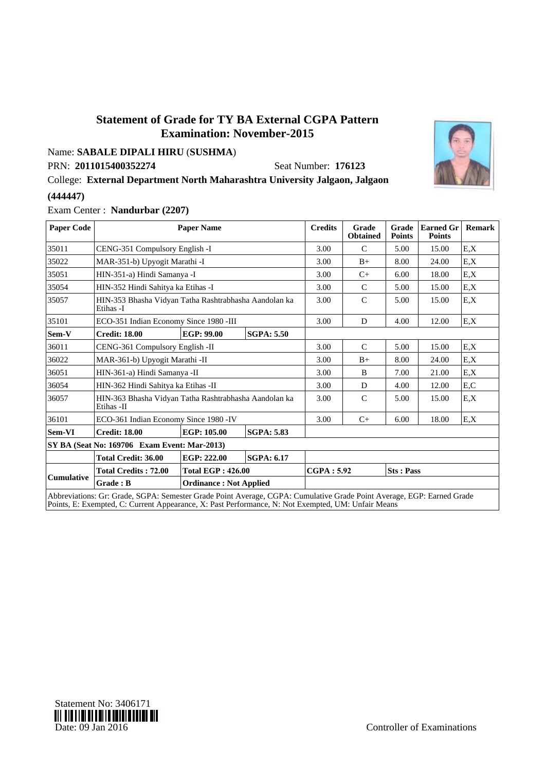# Statement of Grade for TY BA External CGPA Pattern
## Examination: November-2015

Name: **SABALE DIPALI HIRU** (**SUSHMA**)

PRN: **2011015400352274** Seat Number: **176123**

College: **External Department North Maharashtra University Jalgaon, Jalgaon (444447)**

Exam Center : **Nandurbar (2207)**

| Paper Code | Paper Name | | | Credits | Grade Obtained | Grade Points | Earned Gr Points | Remark |
|---|---|---|---|---|---|---|---|---|
| 35011 | CENG-351 Compulsory English -I | | | 3.00 | C | 5.00 | 15.00 | E,X |
| 35022 | MAR-351-b) Upyogit Marathi -I | | | 3.00 | B+ | 8.00 | 24.00 | E,X |
| 35051 | HIN-351-a) Hindi Samanya -I | | | 3.00 | C+ | 6.00 | 18.00 | E,X |
| 35054 | HIN-352 Hindi Sahitya ka Etihas -I | | | 3.00 | C | 5.00 | 15.00 | E,X |
| 35057 | HIN-353 Bhasha Vidyan Tatha Rashtrabhasha Aandolan ka Etihas -I | | | 3.00 | C | 5.00 | 15.00 | E,X |
| 35101 | ECO-351 Indian Economy Since 1980 -III | | | 3.00 | D | 4.00 | 12.00 | E,X |
| **Sem-V** | **Credit: 18.00** | **EGP: 99.00** | **SGPA: 5.50** | | | | | |
| 36011 | CENG-361 Compulsory English -II | | | 3.00 | C | 5.00 | 15.00 | E,X |
| 36022 | MAR-361-b) Upyogit Marathi -II | | | 3.00 | B+ | 8.00 | 24.00 | E,X |
| 36051 | HIN-361-a) Hindi Samanya -II | | | 3.00 | B | 7.00 | 21.00 | E,X |
| 36054 | HIN-362 Hindi Sahitya ka Etihas -II | | | 3.00 | D | 4.00 | 12.00 | E,C |
| 36057 | HIN-363 Bhasha Vidyan Tatha Rashtrabhasha Aandolan ka Etihas -II | | | 3.00 | C | 5.00 | 15.00 | E,X |
| 36101 | ECO-361 Indian Economy Since 1980 -IV | | | 3.00 | C+ | 6.00 | 18.00 | E,X |
| **Sem-VI** | **Credit: 18.00** | **EGP: 105.00** | **SGPA: 5.83** | | | | | |
| **SY BA (Seat No: 169706 Exam Event: Mar-2013)** | | | | | | | | |
| | **Total Credit: 36.00** | **EGP: 222.00** | **SGPA: 6.17** | | | | | |
| **Cumulative** | **Total Credits : 72.00** | **Total EGP : 426.00** | | **CGPA : 5.92** | | **Sts : Pass** | | |
| | **Grade : B** | **Ordinance : Not Applied** | | | | | | |

Abbreviations: Gr: Grade, SGPA: Semester Grade Point Average, CGPA: Cumulative Grade Point Average, EGP: Earned Grade Points, E: Exempted, C: Current Appearance, X: Past Performance, N: Not Exempted, UM: Unfair Means

Statement No: 3406171

Date: 09 Jan 2016

Controller of Examinations